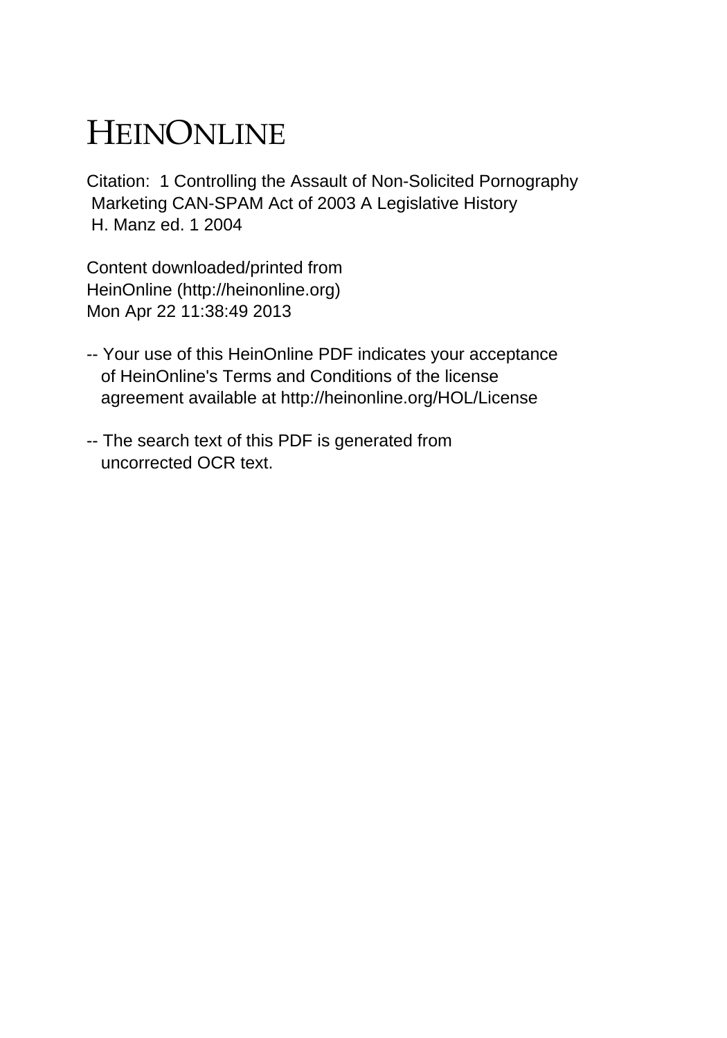# HEINONLINE

Citation: 1 Controlling the Assault of Non-Solicited Pornography Marketing CAN-SPAM Act of 2003 A Legislative History H. Manz ed. 1 2004

Content downloaded/printed from
HeinOnline (http://heinonline.org)
Mon Apr 22 11:38:49 2013

-- Your use of this HeinOnline PDF indicates your acceptance of HeinOnline's Terms and Conditions of the license agreement available at http://heinonline.org/HOL/License

-- The search text of this PDF is generated from uncorrected OCR text.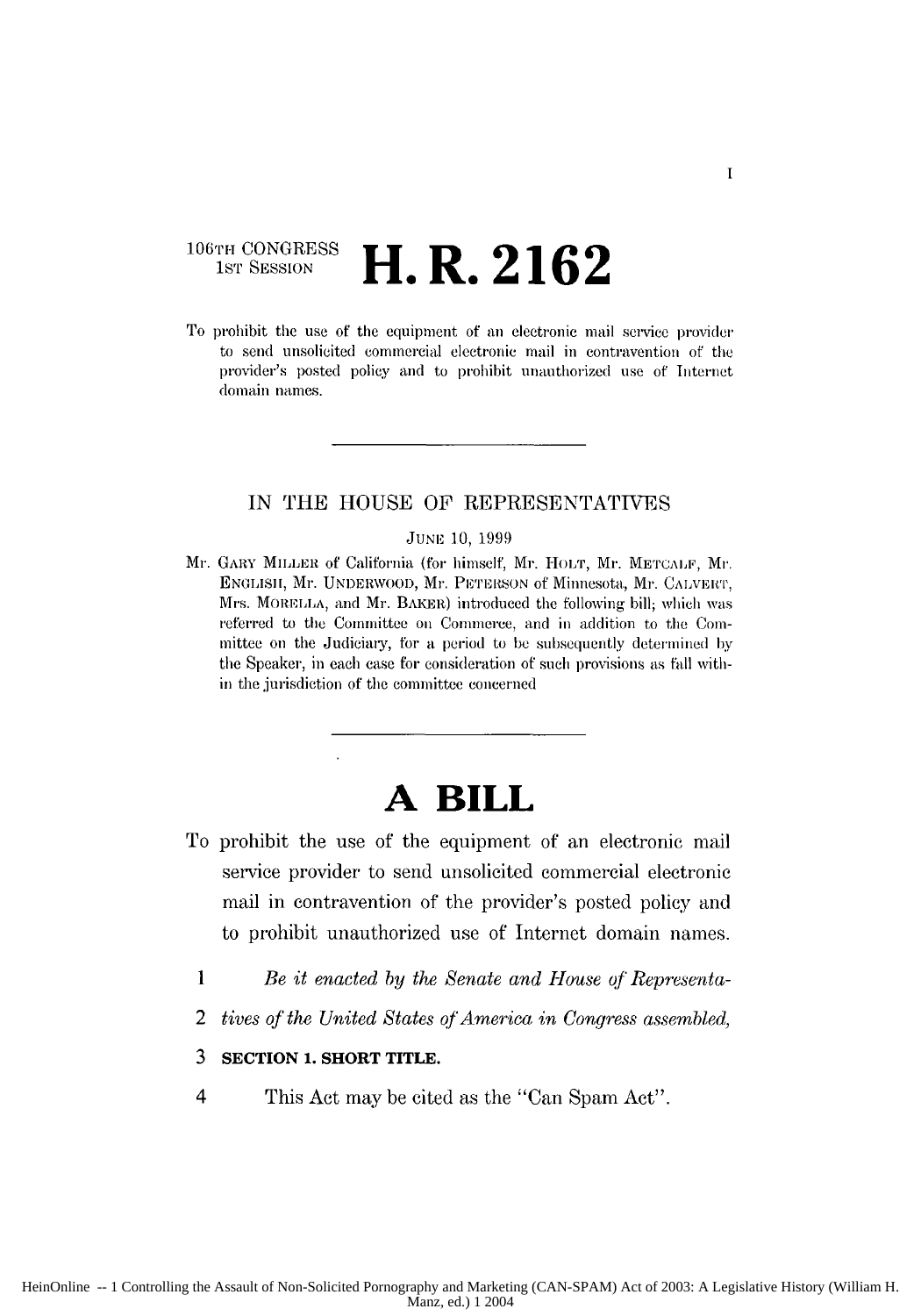106TH CONGRESS
1ST SESSION

# H. R. 2162

To prohibit the use of the equipment of an electronic mail service provider to send unsolicited commercial electronic mail in contravention of the provider's posted policy and to prohibit unauthorized use of Internet domain names.

---

IN THE HOUSE OF REPRESENTATIVES

JUNE 10, 1999

Mr. GARY MILLER of California (for himself, Mr. HOLT, Mr. METCALF, Mr. ENGLISH, Mr. UNDERWOOD, Mr. PETERSON of Minnesota, Mr. CALVERT, Mrs. MORELLA, and Mr. BAKER) introduced the following bill; which was referred to the Committee on Commerce, and in addition to the Committee on the Judiciary, for a period to be subsequently determined by the Speaker, in each case for consideration of such provisions as fall within the jurisdiction of the committee concerned

---

# A BILL

To prohibit the use of the equipment of an electronic mail service provider to send unsolicited commercial electronic mail in contravention of the provider's posted policy and to prohibit unauthorized use of Internet domain names.

1 *Be it enacted by the Senate and House of Representa-*
2 *tives of the United States of America in Congress assembled,*

3 **SECTION 1. SHORT TITLE.**

4 This Act may be cited as the "Can Spam Act".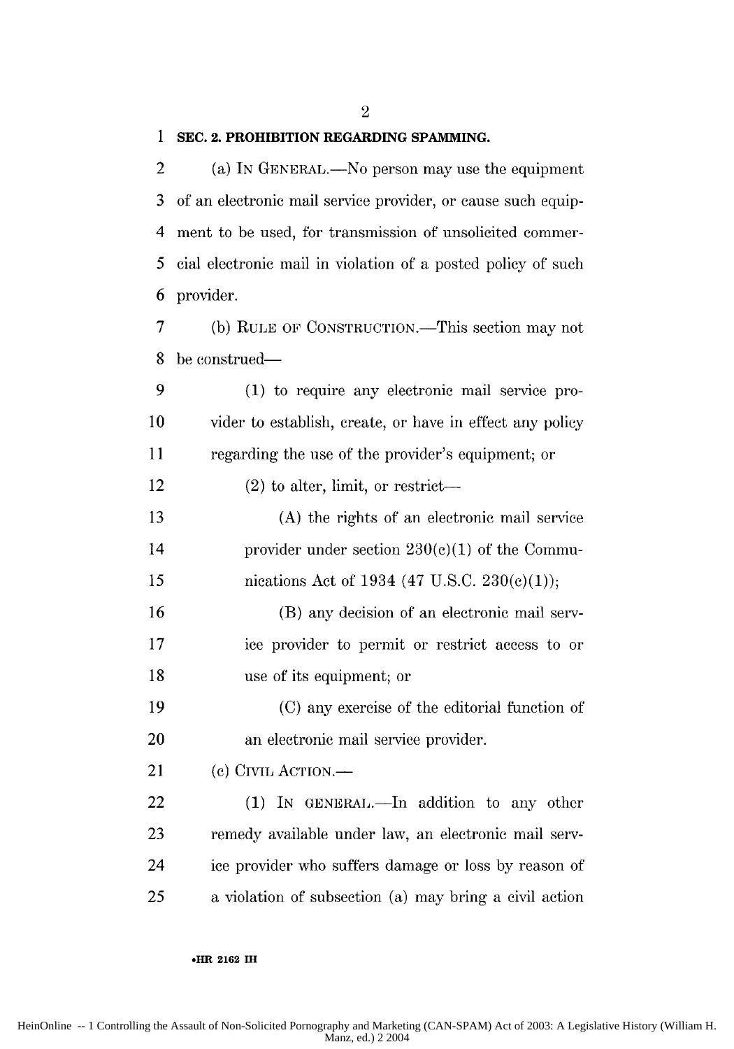**SEC. 2. PROHIBITION REGARDING SPAMMING.**

(a) IN GENERAL.—No person may use the equipment of an electronic mail service provider, or cause such equipment to be used, for transmission of unsolicited commercial electronic mail in violation of a posted policy of such provider.

(b) RULE OF CONSTRUCTION.—This section may not be construed—

(1) to require any electronic mail service provider to establish, create, or have in effect any policy regarding the use of the provider's equipment; or

(2) to alter, limit, or restrict—

(A) the rights of an electronic mail service provider under section 230(c)(1) of the Communications Act of 1934 (47 U.S.C. 230(c)(1));

(B) any decision of an electronic mail service provider to permit or restrict access to or use of its equipment; or

(C) any exercise of the editorial function of an electronic mail service provider.

(c) CIVIL ACTION.—

(1) IN GENERAL.—In addition to any other remedy available under law, an electronic mail service provider who suffers damage or loss by reason of a violation of subsection (a) may bring a civil action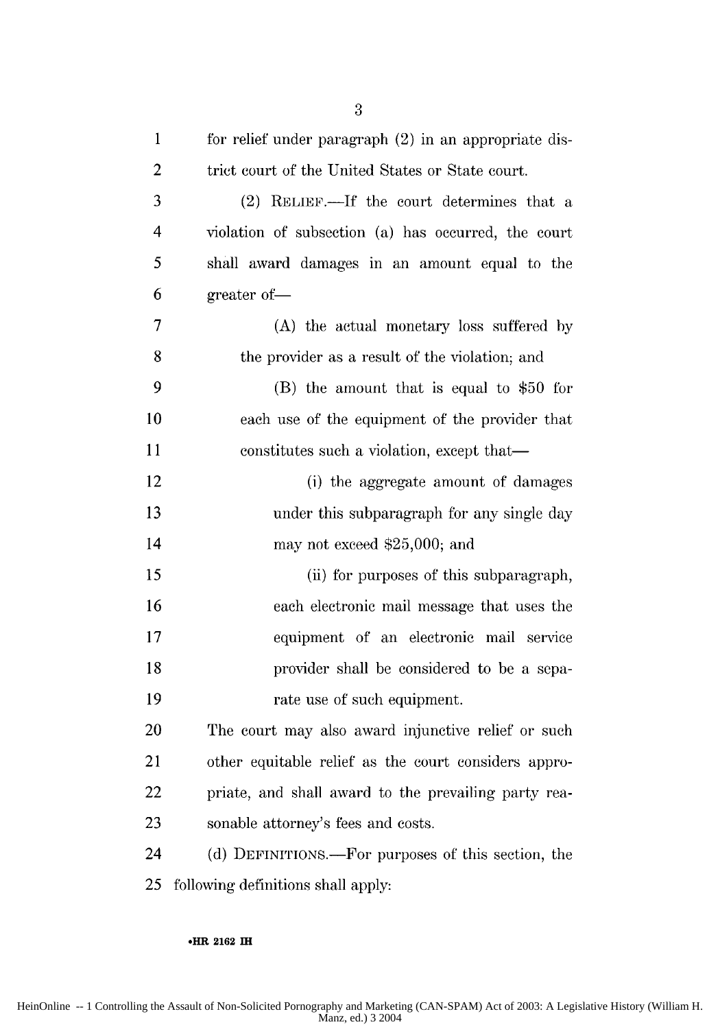for relief under paragraph (2) in an appropriate district court of the United States or State court.

(2) RELIEF.—If the court determines that a violation of subsection (a) has occurred, the court shall award damages in an amount equal to the greater of—

(A) the actual monetary loss suffered by the provider as a result of the violation; and

(B) the amount that is equal to $50 for each use of the equipment of the provider that constitutes such a violation, except that—

(i) the aggregate amount of damages under this subparagraph for any single day may not exceed $25,000; and

(ii) for purposes of this subparagraph, each electronic mail message that uses the equipment of an electronic mail service provider shall be considered to be a separate use of such equipment.

The court may also award injunctive relief or such other equitable relief as the court considers appropriate, and shall award to the prevailing party reasonable attorney's fees and costs.

(d) DEFINITIONS.—For purposes of this section, the following definitions shall apply: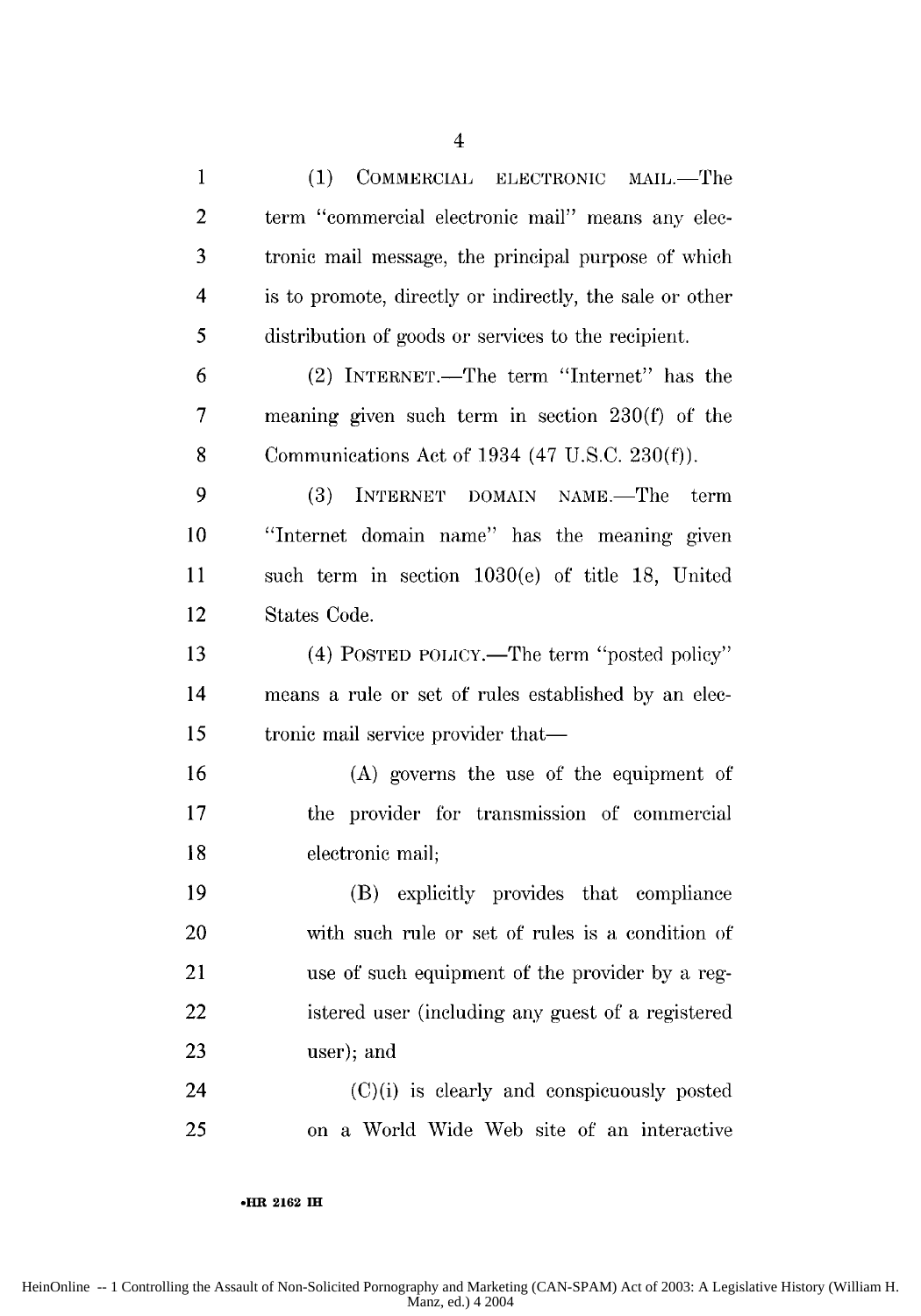(1) COMMERCIAL ELECTRONIC MAIL.—The term "commercial electronic mail" means any electronic mail message, the principal purpose of which is to promote, directly or indirectly, the sale or other distribution of goods or services to the recipient.

(2) INTERNET.—The term "Internet" has the meaning given such term in section 230(f) of the Communications Act of 1934 (47 U.S.C. 230(f)).

(3) INTERNET DOMAIN NAME.—The term "Internet domain name" has the meaning given such term in section 1030(e) of title 18, United States Code.

(4) POSTED POLICY.—The term "posted policy" means a rule or set of rules established by an electronic mail service provider that—

(A) governs the use of the equipment of the provider for transmission of commercial electronic mail;

(B) explicitly provides that compliance with such rule or set of rules is a condition of use of such equipment of the provider by a registered user (including any guest of a registered user); and

(C)(i) is clearly and conspicuously posted on a World Wide Web site of an interactive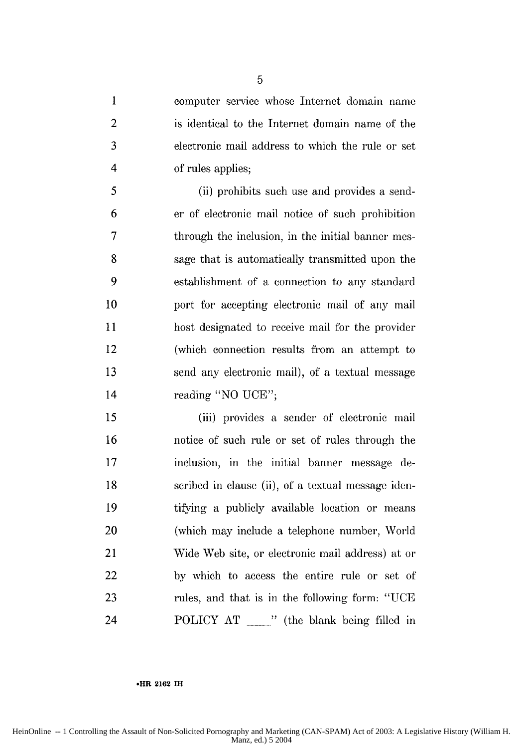computer service whose Internet domain name is identical to the Internet domain name of the electronic mail address to which the rule or set of rules applies;

(ii) prohibits such use and provides a sender of electronic mail notice of such prohibition through the inclusion, in the initial banner message that is automatically transmitted upon the establishment of a connection to any standard port for accepting electronic mail of any mail host designated to receive mail for the provider (which connection results from an attempt to send any electronic mail), of a textual message reading "NO UCE";

(iii) provides a sender of electronic mail notice of such rule or set of rules through the inclusion, in the initial banner message described in clause (ii), of a textual message identifying a publicly available location or means (which may include a telephone number, World Wide Web site, or electronic mail address) at or by which to access the entire rule or set of rules, and that is in the following form: "UCE POLICY AT \_\_\_\_" (the blank being filled in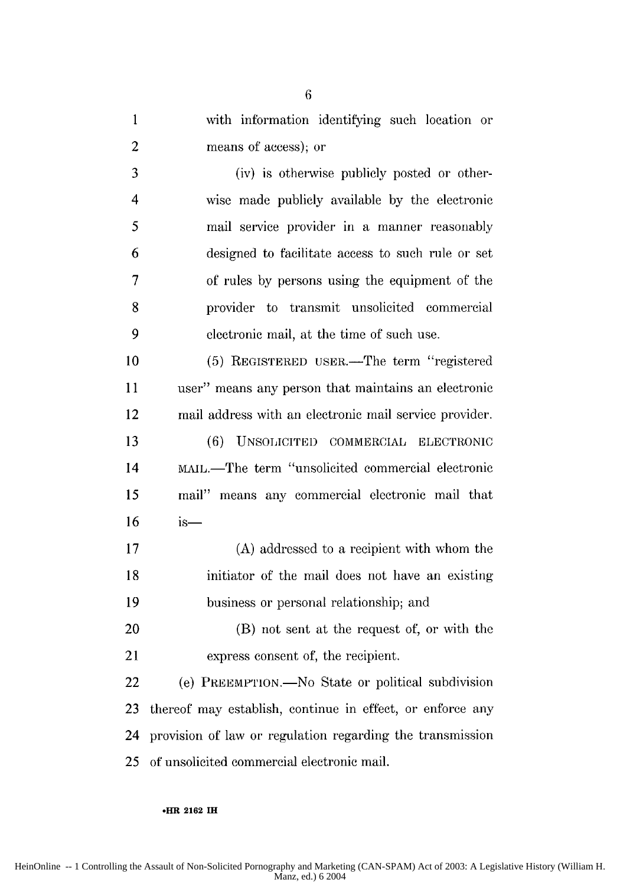with information identifying such location or means of access); or

(iv) is otherwise publicly posted or otherwise made publicly available by the electronic mail service provider in a manner reasonably designed to facilitate access to such rule or set of rules by persons using the equipment of the provider to transmit unsolicited commercial electronic mail, at the time of such use.

(5) REGISTERED USER.—The term "registered user" means any person that maintains an electronic mail address with an electronic mail service provider.

(6) UNSOLICITED COMMERCIAL ELECTRONIC MAIL.—The term "unsolicited commercial electronic mail" means any commercial electronic mail that is—

(A) addressed to a recipient with whom the initiator of the mail does not have an existing business or personal relationship; and

(B) not sent at the request of, or with the express consent of, the recipient.

(e) PREEMPTION.—No State or political subdivision thereof may establish, continue in effect, or enforce any provision of law or regulation regarding the transmission of unsolicited commercial electronic mail.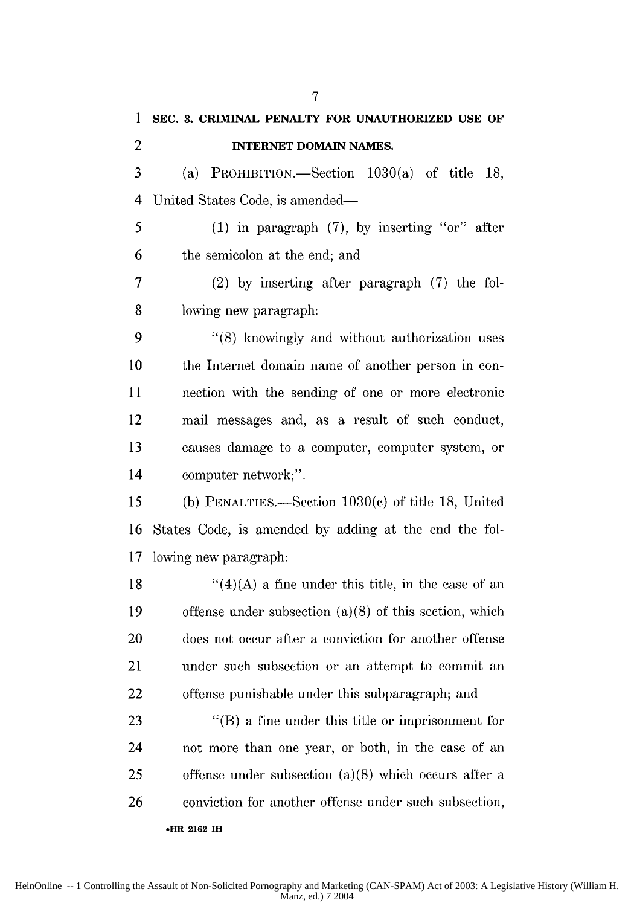**SEC. 3. CRIMINAL PENALTY FOR UNAUTHORIZED USE OF INTERNET DOMAIN NAMES.**

(a) PROHIBITION.—Section 1030(a) of title 18, United States Code, is amended—

(1) in paragraph (7), by inserting "or" after the semicolon at the end; and

(2) by inserting after paragraph (7) the following new paragraph:

"(8) knowingly and without authorization uses the Internet domain name of another person in connection with the sending of one or more electronic mail messages and, as a result of such conduct, causes damage to a computer, computer system, or computer network;".

(b) PENALTIES.—Section 1030(c) of title 18, United States Code, is amended by adding at the end the following new paragraph:

"(4)(A) a fine under this title, in the case of an offense under subsection (a)(8) of this section, which does not occur after a conviction for another offense under such subsection or an attempt to commit an offense punishable under this subparagraph; and

"(B) a fine under this title or imprisonment for not more than one year, or both, in the case of an offense under subsection (a)(8) which occurs after a conviction for another offense under such subsection,

•HR 2162 IH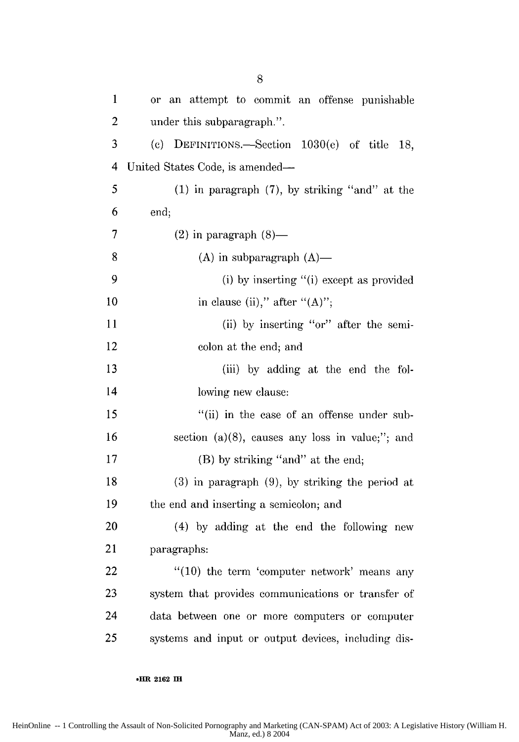or an attempt to commit an offense punishable under this subparagraph.".

(c) DEFINITIONS.—Section 1030(e) of title 18, United States Code, is amended—

(1) in paragraph (7), by striking "and" at the end;

(2) in paragraph (8)—

(A) in subparagraph (A)—

(i) by inserting "(i) except as provided in clause (ii)," after "(A)";

(ii) by inserting "or" after the semicolon at the end; and

(iii) by adding at the end the following new clause:

"(ii) in the case of an offense under subsection (a)(8), causes any loss in value;"; and

(B) by striking "and" at the end;

(3) in paragraph (9), by striking the period at the end and inserting a semicolon; and

(4) by adding at the end the following new paragraphs:

"(10) the term 'computer network' means any system that provides communications or transfer of data between one or more computers or computer systems and input or output devices, including dis-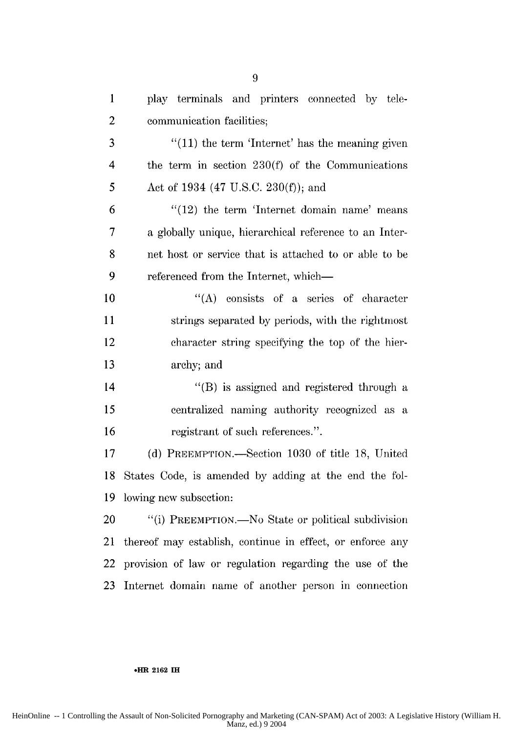play terminals and printers connected by telecommunication facilities;

"(11) the term 'Internet' has the meaning given the term in section 230(f) of the Communications Act of 1934 (47 U.S.C. 230(f)); and

"(12) the term 'Internet domain name' means a globally unique, hierarchical reference to an Internet host or service that is attached to or able to be referenced from the Internet, which—

"(A) consists of a series of character strings separated by periods, with the rightmost character string specifying the top of the hierarchy; and

"(B) is assigned and registered through a centralized naming authority recognized as a registrant of such references.".

(d) PREEMPTION.—Section 1030 of title 18, United States Code, is amended by adding at the end the following new subsection:

"(i) PREEMPTION.—No State or political subdivision thereof may establish, continue in effect, or enforce any provision of law or regulation regarding the use of the Internet domain name of another person in connection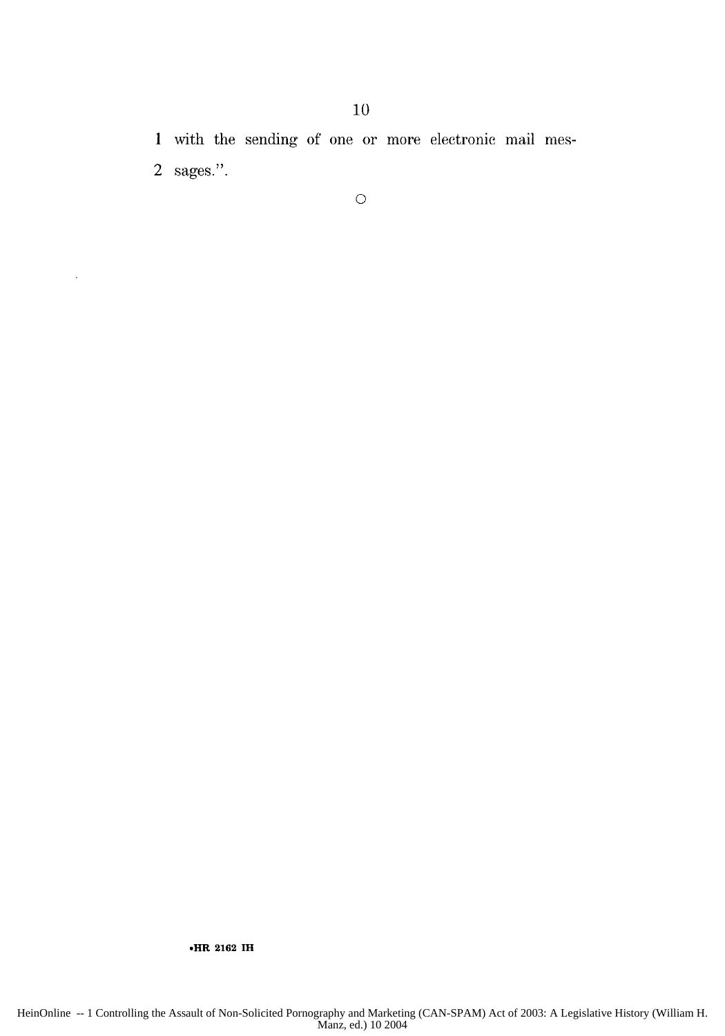1 with the sending of one or more electronic mail mes-

2 sages.".

○

•HR 2162 IH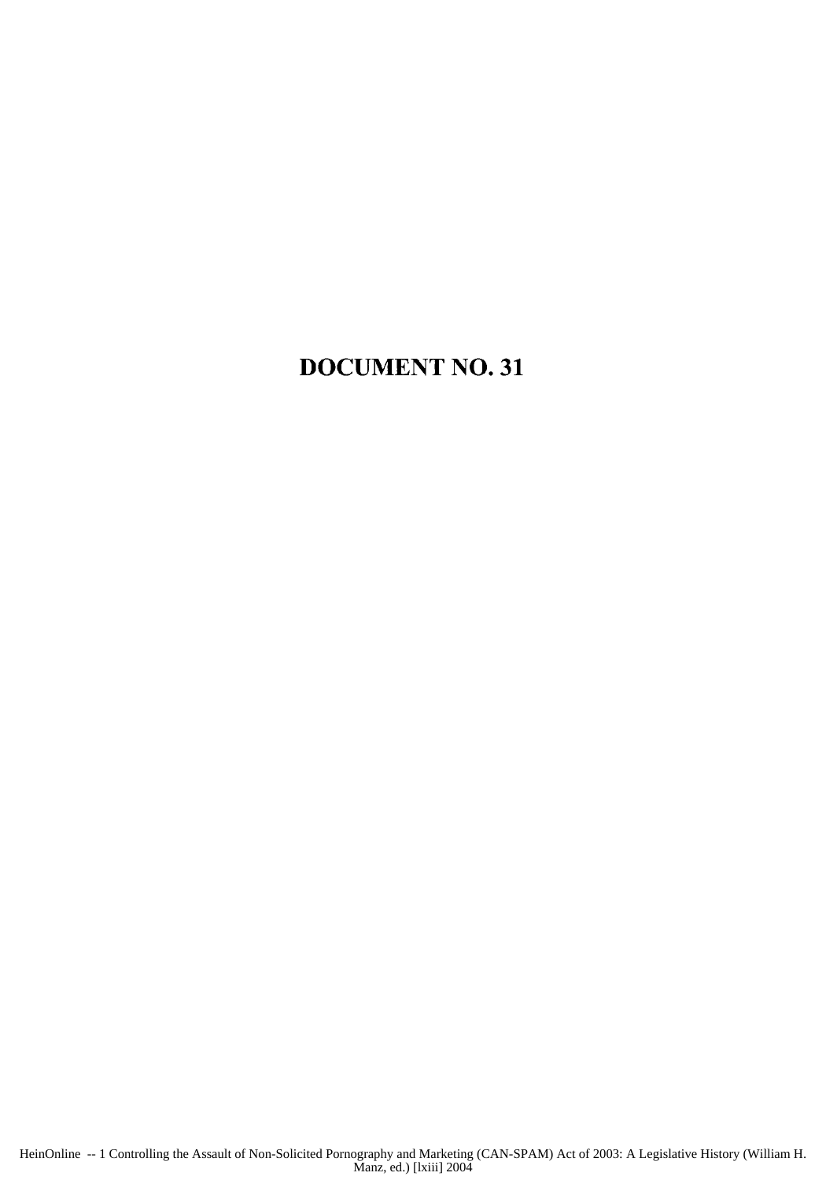# DOCUMENT NO. 31